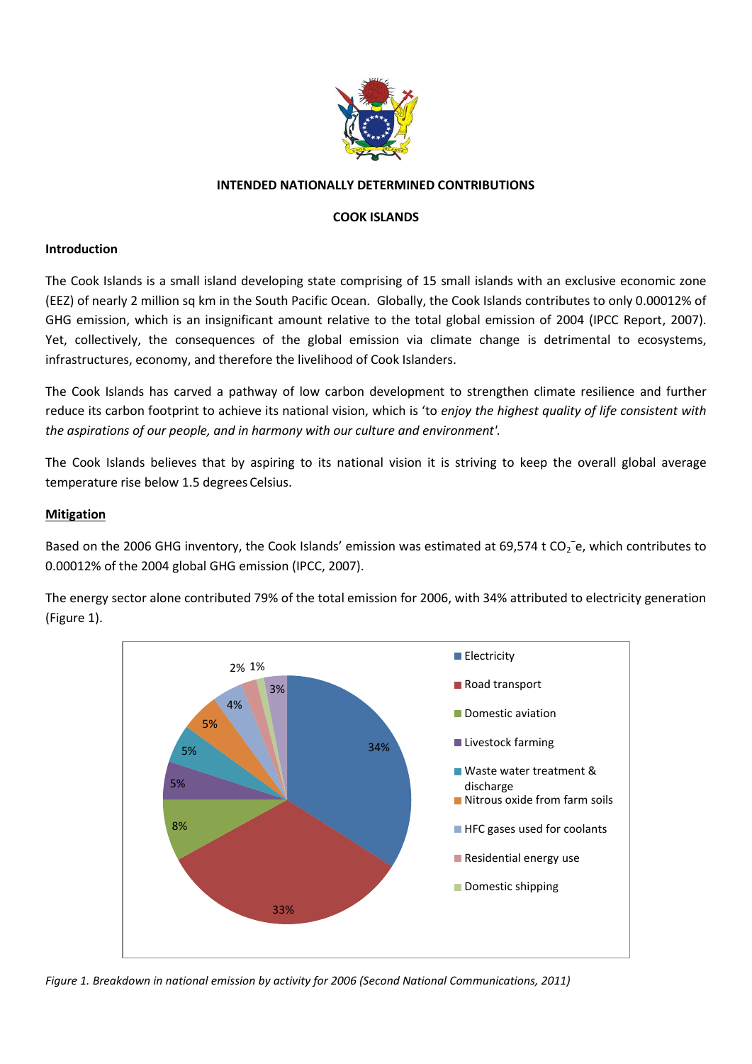**INTENDED NATIONALLY DETERMINED CONTRIBUTIONS**

**COOK ISLANDS**

**Introduction**

The Cook Islands is a small island developing state comprising of 15 small islands with an exclusive economic zone (EEZ) of nearly 2 million sq km in the South Pacific Ocean. Globally, the Cook Islands contributes to only 0.00012% of GHG emission, which is an insignificant amount relative to the total global emission of 2004 (IPCC Report, 2007). Yet, collectively, the consequences of the global emission via climate change is detrimental to ecosystems, infrastructures, economy, and therefore the livelihood of Cook Islanders.

The Cook Islands has carved a pathway of low carbon development to strengthen climate resilience and further reduce its carbon footprint to achieve its national vision, which is 'to *enjoy the highest quality of life consistent with the aspirations of our people, and in harmony with our culture and environment'*.

The Cook Islands believes that by aspiring to its national vision it is striving to keep the overall global average temperature rise below 1.5 degrees Celsius.

**Mitigation**

Based on the 2006 GHG inventory, the Cook Islands' emission was estimated at 69,574 t $CO_2$e, which contributes to 0.00012% of the 2004 global GHG emission (IPCC, 2007).

The energy sector alone contributed 79% of the total emission for 2006, with 34% attributed to electricity generation (Figure 1).

| Activity | Share |
|---|---|
| Electricity | 34% |
| Road transport | 33% |
| Domestic aviation | 8% |
| Livestock farming | 5% |
| Waste water treatment & discharge | 5% |
| Nitrous oxide from farm soils | 5% |
| HFC gases used for coolants | 4% |
| Residential energy use | 2% |
| Domestic shipping | 1% |
| (unlabelled) | 3% |

*Figure 1. Breakdown in national emission by activity for 2006 (Second National Communications, 2011)*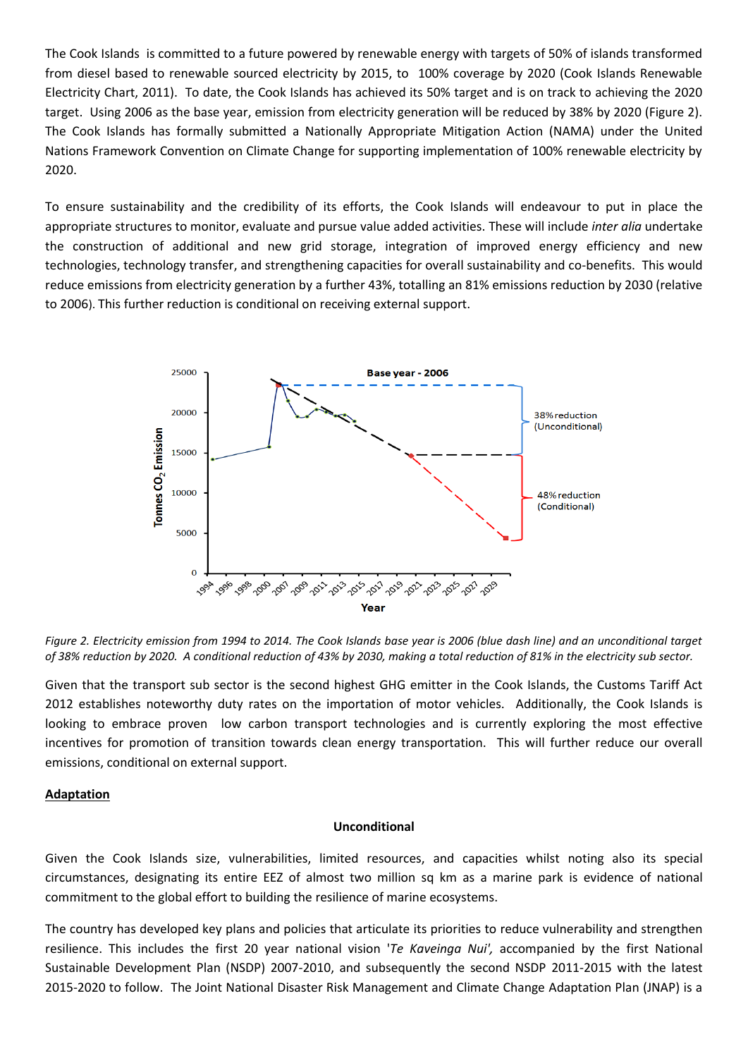The Cook Islands is committed to a future powered by renewable energy with targets of 50% of islands transformed from diesel based to renewable sourced electricity by 2015, to 100% coverage by 2020 (Cook Islands Renewable Electricity Chart, 2011). To date, the Cook Islands has achieved its 50% target and is on track to achieving the 2020 target. Using 2006 as the base year, emission from electricity generation will be reduced by 38% by 2020 (Figure 2). The Cook Islands has formally submitted a Nationally Appropriate Mitigation Action (NAMA) under the United Nations Framework Convention on Climate Change for supporting implementation of 100% renewable electricity by 2020.

To ensure sustainability and the credibility of its efforts, the Cook Islands will endeavour to put in place the appropriate structures to monitor, evaluate and pursue value added activities. These will include *inter alia* undertake the construction of additional and new grid storage, integration of improved energy efficiency and new technologies, technology transfer, and strengthening capacities for overall sustainability and co-benefits. This would reduce emissions from electricity generation by a further 43%, totalling an 81% emissions reduction by 2030 (relative to 2006). This further reduction is conditional on receiving external support.

*Figure 2. Electricity emission from 1994 to 2014. The Cook Islands base year is 2006 (blue dash line) and an unconditional target of 38% reduction by 2020. A conditional reduction of 43% by 2030, making a total reduction of 81% in the electricity sub sector.*

Given that the transport sub sector is the second highest GHG emitter in the Cook Islands, the Customs Tariff Act 2012 establishes noteworthy duty rates on the importation of motor vehicles. Additionally, the Cook Islands is looking to embrace proven low carbon transport technologies and is currently exploring the most effective incentives for promotion of transition towards clean energy transportation. This will further reduce our overall emissions, conditional on external support.

**<u>Adaptation</u>**

**Unconditional**

Given the Cook Islands size, vulnerabilities, limited resources, and capacities whilst noting also its special circumstances, designating its entire EEZ of almost two million sq km as a marine park is evidence of national commitment to the global effort to building the resilience of marine ecosystems.

The country has developed key plans and policies that articulate its priorities to reduce vulnerability and strengthen resilience. This includes the first 20 year national vision '*Te Kaveinga Nui'*, accompanied by the first National Sustainable Development Plan (NSDP) 2007-2010, and subsequently the second NSDP 2011-2015 with the latest 2015-2020 to follow. The Joint National Disaster Risk Management and Climate Change Adaptation Plan (JNAP) is a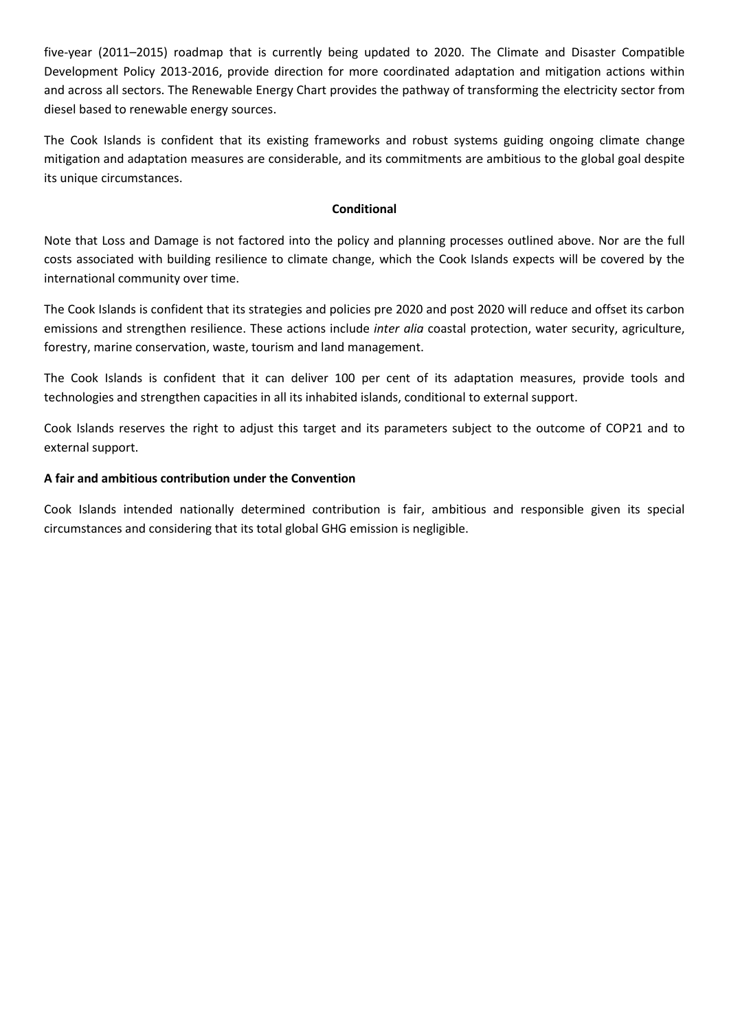five-year (2011–2015) roadmap that is currently being updated to 2020. The Climate and Disaster Compatible Development Policy 2013-2016, provide direction for more coordinated adaptation and mitigation actions within and across all sectors. The Renewable Energy Chart provides the pathway of transforming the electricity sector from diesel based to renewable energy sources.

The Cook Islands is confident that its existing frameworks and robust systems guiding ongoing climate change mitigation and adaptation measures are considerable, and its commitments are ambitious to the global goal despite its unique circumstances.

**Conditional**

Note that Loss and Damage is not factored into the policy and planning processes outlined above. Nor are the full costs associated with building resilience to climate change, which the Cook Islands expects will be covered by the international community over time.

The Cook Islands is confident that its strategies and policies pre 2020 and post 2020 will reduce and offset its carbon emissions and strengthen resilience. These actions include *inter alia* coastal protection, water security, agriculture, forestry, marine conservation, waste, tourism and land management.

The Cook Islands is confident that it can deliver 100 per cent of its adaptation measures, provide tools and technologies and strengthen capacities in all its inhabited islands, conditional to external support.

Cook Islands reserves the right to adjust this target and its parameters subject to the outcome of COP21 and to external support.

**A fair and ambitious contribution under the Convention**

Cook Islands intended nationally determined contribution is fair, ambitious and responsible given its special circumstances and considering that its total global GHG emission is negligible.